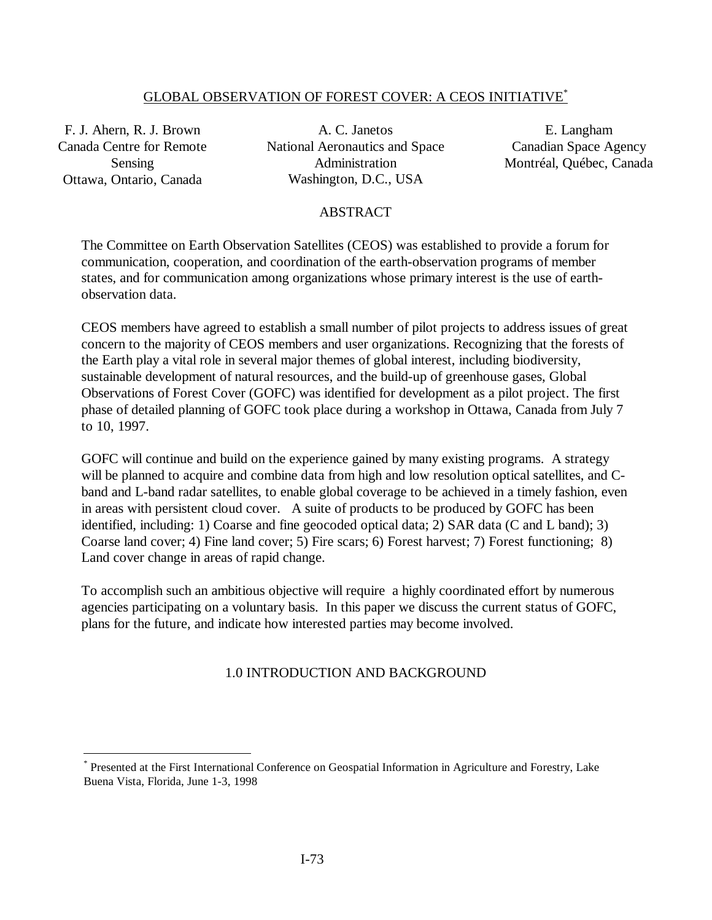# GLOBAL OBSERVATION OF FOREST COVER: A CEOS INITIATIVE*

F. J. Ahern, R. J. Brown
Canada Centre for Remote Sensing
Ottawa, Ontario, Canada

A. C. Janetos
National Aeronautics and Space Administration
Washington, D.C., USA

E. Langham
Canadian Space Agency
Montréal, Québec, Canada

## ABSTRACT

The Committee on Earth Observation Satellites (CEOS) was established to provide a forum for communication, cooperation, and coordination of the earth-observation programs of member states, and for communication among organizations whose primary interest is the use of earth-observation data.

CEOS members have agreed to establish a small number of pilot projects to address issues of great concern to the majority of CEOS members and user organizations. Recognizing that the forests of the Earth play a vital role in several major themes of global interest, including biodiversity, sustainable development of natural resources, and the build-up of greenhouse gases, Global Observations of Forest Cover (GOFC) was identified for development as a pilot project. The first phase of detailed planning of GOFC took place during a workshop in Ottawa, Canada from July 7 to 10, 1997.

GOFC will continue and build on the experience gained by many existing programs. A strategy will be planned to acquire and combine data from high and low resolution optical satellites, and C-band and L-band radar satellites, to enable global coverage to be achieved in a timely fashion, even in areas with persistent cloud cover. A suite of products to be produced by GOFC has been identified, including: 1) Coarse and fine geocoded optical data; 2) SAR data (C and L band); 3) Coarse land cover; 4) Fine land cover; 5) Fire scars; 6) Forest harvest; 7) Forest functioning; 8) Land cover change in areas of rapid change.

To accomplish such an ambitious objective will require a highly coordinated effort by numerous agencies participating on a voluntary basis. In this paper we discuss the current status of GOFC, plans for the future, and indicate how interested parties may become involved.

## 1.0 INTRODUCTION AND BACKGROUND

* Presented at the First International Conference on Geospatial Information in Agriculture and Forestry, Lake Buena Vista, Florida, June 1-3, 1998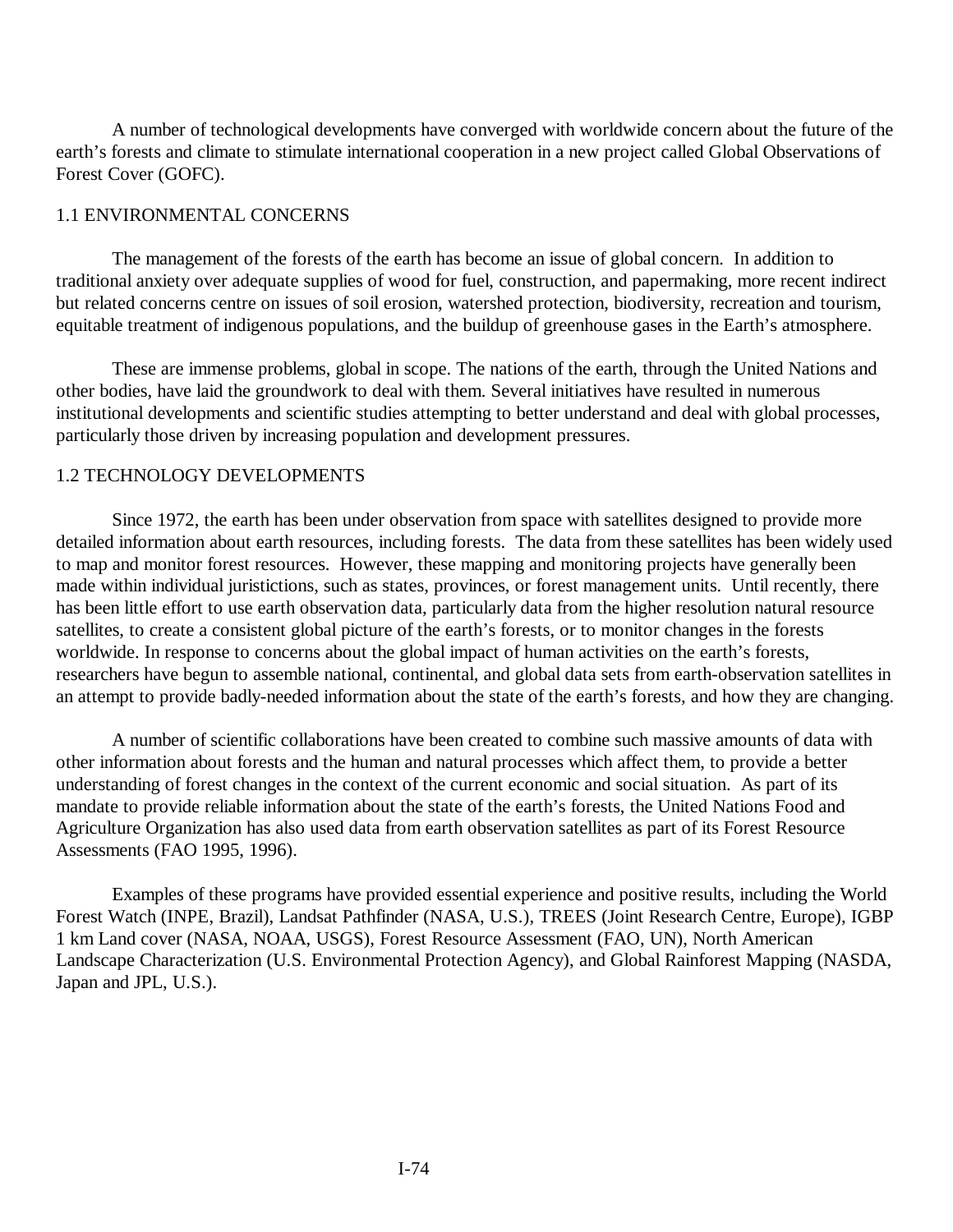A number of technological developments have converged with worldwide concern about the future of the earth's forests and climate to stimulate international cooperation in a new project called Global Observations of Forest Cover (GOFC).

## 1.1 ENVIRONMENTAL CONCERNS

The management of the forests of the earth has become an issue of global concern. In addition to traditional anxiety over adequate supplies of wood for fuel, construction, and papermaking, more recent indirect but related concerns centre on issues of soil erosion, watershed protection, biodiversity, recreation and tourism, equitable treatment of indigenous populations, and the buildup of greenhouse gases in the Earth's atmosphere.

These are immense problems, global in scope. The nations of the earth, through the United Nations and other bodies, have laid the groundwork to deal with them. Several initiatives have resulted in numerous institutional developments and scientific studies attempting to better understand and deal with global processes, particularly those driven by increasing population and development pressures.

## 1.2 TECHNOLOGY DEVELOPMENTS

Since 1972, the earth has been under observation from space with satellites designed to provide more detailed information about earth resources, including forests. The data from these satellites has been widely used to map and monitor forest resources. However, these mapping and monitoring projects have generally been made within individual juristictions, such as states, provinces, or forest management units. Until recently, there has been little effort to use earth observation data, particularly data from the higher resolution natural resource satellites, to create a consistent global picture of the earth's forests, or to monitor changes in the forests worldwide. In response to concerns about the global impact of human activities on the earth's forests, researchers have begun to assemble national, continental, and global data sets from earth-observation satellites in an attempt to provide badly-needed information about the state of the earth's forests, and how they are changing.

A number of scientific collaborations have been created to combine such massive amounts of data with other information about forests and the human and natural processes which affect them, to provide a better understanding of forest changes in the context of the current economic and social situation. As part of its mandate to provide reliable information about the state of the earth's forests, the United Nations Food and Agriculture Organization has also used data from earth observation satellites as part of its Forest Resource Assessments (FAO 1995, 1996).

Examples of these programs have provided essential experience and positive results, including the World Forest Watch (INPE, Brazil), Landsat Pathfinder (NASA, U.S.), TREES (Joint Research Centre, Europe), IGBP 1 km Land cover (NASA, NOAA, USGS), Forest Resource Assessment (FAO, UN), North American Landscape Characterization (U.S. Environmental Protection Agency), and Global Rainforest Mapping (NASDA, Japan and JPL, U.S.).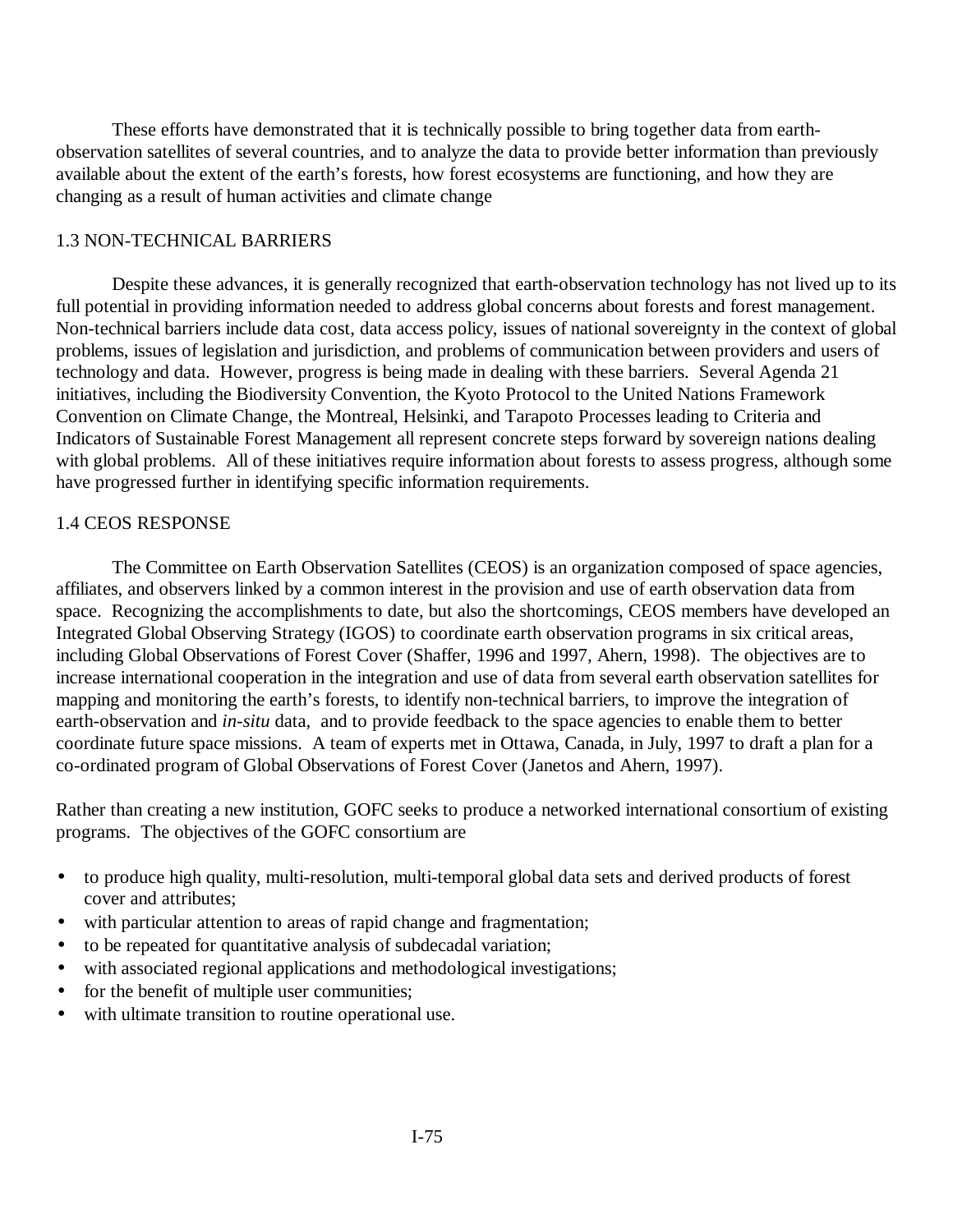These efforts have demonstrated that it is technically possible to bring together data from earth-observation satellites of several countries, and to analyze the data to provide better information than previously available about the extent of the earth's forests, how forest ecosystems are functioning, and how they are changing as a result of human activities and climate change

## 1.3 NON-TECHNICAL BARRIERS

Despite these advances, it is generally recognized that earth-observation technology has not lived up to its full potential in providing information needed to address global concerns about forests and forest management. Non-technical barriers include data cost, data access policy, issues of national sovereignty in the context of global problems, issues of legislation and jurisdiction, and problems of communication between providers and users of technology and data. However, progress is being made in dealing with these barriers. Several Agenda 21 initiatives, including the Biodiversity Convention, the Kyoto Protocol to the United Nations Framework Convention on Climate Change, the Montreal, Helsinki, and Tarapoto Processes leading to Criteria and Indicators of Sustainable Forest Management all represent concrete steps forward by sovereign nations dealing with global problems. All of these initiatives require information about forests to assess progress, although some have progressed further in identifying specific information requirements.

## 1.4 CEOS RESPONSE

The Committee on Earth Observation Satellites (CEOS) is an organization composed of space agencies, affiliates, and observers linked by a common interest in the provision and use of earth observation data from space. Recognizing the accomplishments to date, but also the shortcomings, CEOS members have developed an Integrated Global Observing Strategy (IGOS) to coordinate earth observation programs in six critical areas, including Global Observations of Forest Cover (Shaffer, 1996 and 1997, Ahern, 1998). The objectives are to increase international cooperation in the integration and use of data from several earth observation satellites for mapping and monitoring the earth's forests, to identify non-technical barriers, to improve the integration of earth-observation and *in-situ* data, and to provide feedback to the space agencies to enable them to better coordinate future space missions. A team of experts met in Ottawa, Canada, in July, 1997 to draft a plan for a co-ordinated program of Global Observations of Forest Cover (Janetos and Ahern, 1997).

Rather than creating a new institution, GOFC seeks to produce a networked international consortium of existing programs. The objectives of the GOFC consortium are

- to produce high quality, multi-resolution, multi-temporal global data sets and derived products of forest cover and attributes;
- with particular attention to areas of rapid change and fragmentation;
- to be repeated for quantitative analysis of subdecadal variation;
- with associated regional applications and methodological investigations;
- for the benefit of multiple user communities;
- with ultimate transition to routine operational use.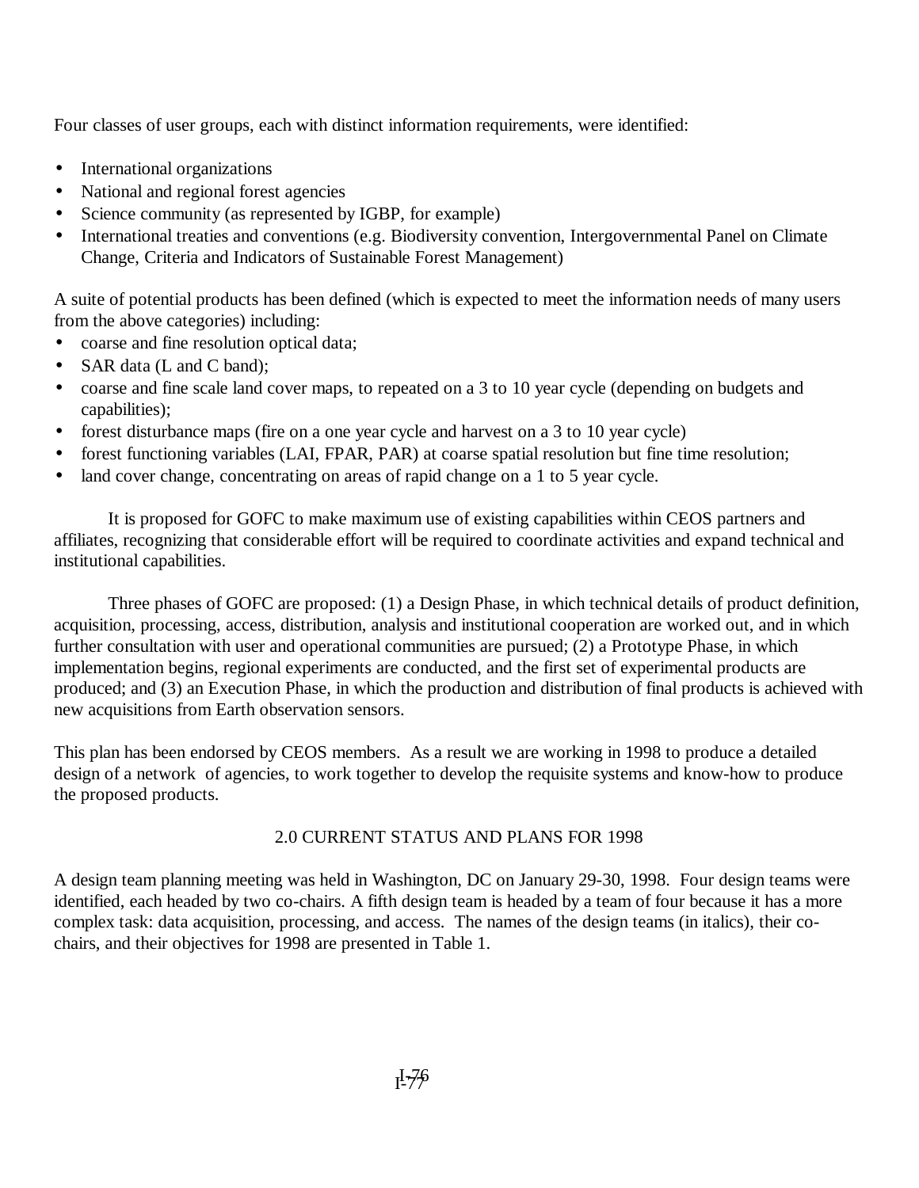Four classes of user groups, each with distinct information requirements, were identified:

- International organizations
- National and regional forest agencies
- Science community (as represented by IGBP, for example)
- International treaties and conventions (e.g. Biodiversity convention, Intergovernmental Panel on Climate Change, Criteria and Indicators of Sustainable Forest Management)

A suite of potential products has been defined (which is expected to meet the information needs of many users from the above categories) including:

- coarse and fine resolution optical data;
- SAR data (L and C band);
- coarse and fine scale land cover maps, to repeated on a 3 to 10 year cycle (depending on budgets and capabilities);
- forest disturbance maps (fire on a one year cycle and harvest on a 3 to 10 year cycle)
- forest functioning variables (LAI, FPAR, PAR) at coarse spatial resolution but fine time resolution;
- land cover change, concentrating on areas of rapid change on a 1 to 5 year cycle.

It is proposed for GOFC to make maximum use of existing capabilities within CEOS partners and affiliates, recognizing that considerable effort will be required to coordinate activities and expand technical and institutional capabilities.

Three phases of GOFC are proposed: (1) a Design Phase, in which technical details of product definition, acquisition, processing, access, distribution, analysis and institutional cooperation are worked out, and in which further consultation with user and operational communities are pursued; (2) a Prototype Phase, in which implementation begins, regional experiments are conducted, and the first set of experimental products are produced; and (3) an Execution Phase, in which the production and distribution of final products is achieved with new acquisitions from Earth observation sensors.

This plan has been endorsed by CEOS members. As a result we are working in 1998 to produce a detailed design of a network of agencies, to work together to develop the requisite systems and know-how to produce the proposed products.

## 2.0 CURRENT STATUS AND PLANS FOR 1998

A design team planning meeting was held in Washington, DC on January 29-30, 1998. Four design teams were identified, each headed by two co-chairs. A fifth design team is headed by a team of four because it has a more complex task: data acquisition, processing, and access. The names of the design teams (in italics), their co-chairs, and their objectives for 1998 are presented in Table 1.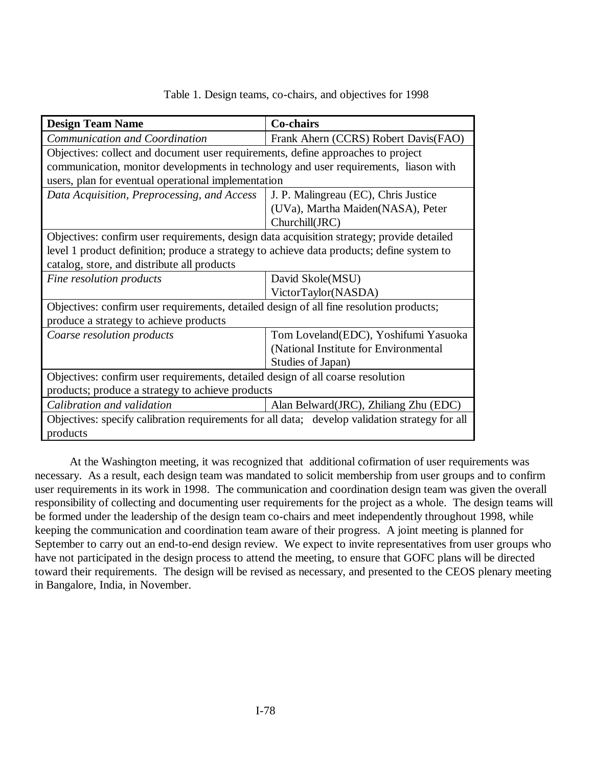Table 1. Design teams, co-chairs, and objectives for 1998

| Design Team Name | Co-chairs |
| --- | --- |
| *Communication and Coordination* | Frank Ahern (CCRS) Robert Davis(FAO) |
| Objectives: collect and document user requirements, define approaches to project communication, monitor developments in technology and user requirements, liason with users, plan for eventual operational implementation | |
| *Data Acquisition, Preprocessing, and Access* | J. P. Malingreau (EC), Chris Justice (UVa), Martha Maiden(NASA), Peter Churchill(JRC) |
| Objectives: confirm user requirements, design data acquisition strategy; provide detailed level 1 product definition; produce a strategy to achieve data products; define system to catalog, store, and distribute all products | |
| *Fine resolution products* | David Skole(MSU) VictorTaylor(NASDA) |
| Objectives: confirm user requirements, detailed design of all fine resolution products; produce a strategy to achieve products | |
| *Coarse resolution products* | Tom Loveland(EDC), Yoshifumi Yasuoka (National Institute for Environmental Studies of Japan) |
| Objectives: confirm user requirements, detailed design of all coarse resolution products; produce a strategy to achieve products | |
| *Calibration and validation* | Alan Belward(JRC), Zhiliang Zhu (EDC) |
| Objectives: specify calibration requirements for all data; develop validation strategy for all products | |

At the Washington meeting, it was recognized that additional cofirmation of user requirements was necessary. As a result, each design team was mandated to solicit membership from user groups and to confirm user requirements in its work in 1998. The communication and coordination design team was given the overall responsibility of collecting and documenting user requirements for the project as a whole. The design teams will be formed under the leadership of the design team co-chairs and meet independently throughout 1998, while keeping the communication and coordination team aware of their progress. A joint meeting is planned for September to carry out an end-to-end design review. We expect to invite representatives from user groups who have not participated in the design process to attend the meeting, to ensure that GOFC plans will be directed toward their requirements. The design will be revised as necessary, and presented to the CEOS plenary meeting in Bangalore, India, in November.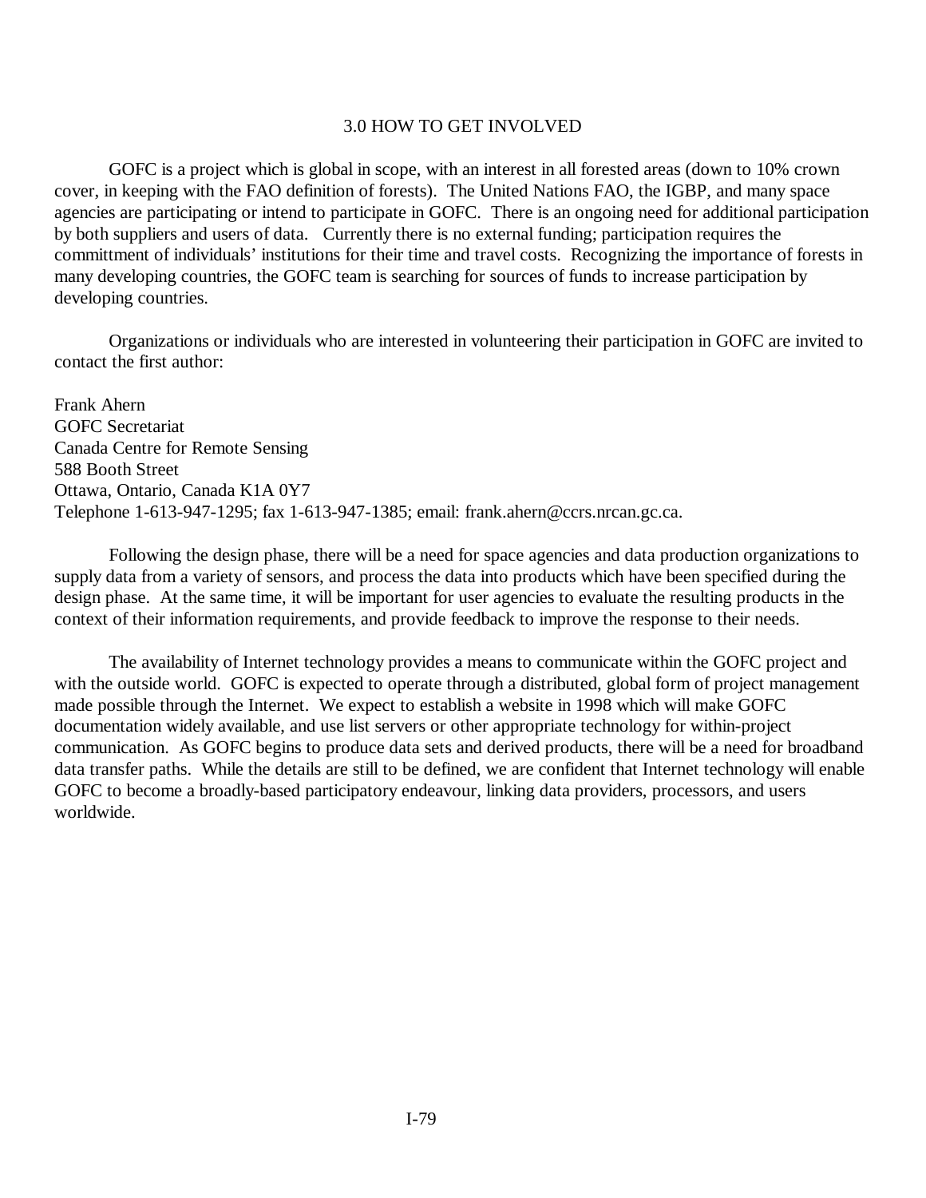## 3.0 HOW TO GET INVOLVED

GOFC is a project which is global in scope, with an interest in all forested areas (down to 10% crown cover, in keeping with the FAO definition of forests). The United Nations FAO, the IGBP, and many space agencies are participating or intend to participate in GOFC. There is an ongoing need for additional participation by both suppliers and users of data. Currently there is no external funding; participation requires the committment of individuals' institutions for their time and travel costs. Recognizing the importance of forests in many developing countries, the GOFC team is searching for sources of funds to increase participation by developing countries.

Organizations or individuals who are interested in volunteering their participation in GOFC are invited to contact the first author:

Frank Ahern  
GOFC Secretariat  
Canada Centre for Remote Sensing  
588 Booth Street  
Ottawa, Ontario, Canada K1A 0Y7  
Telephone 1-613-947-1295; fax 1-613-947-1385; email: frank.ahern@ccrs.nrcan.gc.ca.

Following the design phase, there will be a need for space agencies and data production organizations to supply data from a variety of sensors, and process the data into products which have been specified during the design phase. At the same time, it will be important for user agencies to evaluate the resulting products in the context of their information requirements, and provide feedback to improve the response to their needs.

The availability of Internet technology provides a means to communicate within the GOFC project and with the outside world. GOFC is expected to operate through a distributed, global form of project management made possible through the Internet. We expect to establish a website in 1998 which will make GOFC documentation widely available, and use list servers or other appropriate technology for within-project communication. As GOFC begins to produce data sets and derived products, there will be a need for broadband data transfer paths. While the details are still to be defined, we are confident that Internet technology will enable GOFC to become a broadly-based participatory endeavour, linking data providers, processors, and users worldwide.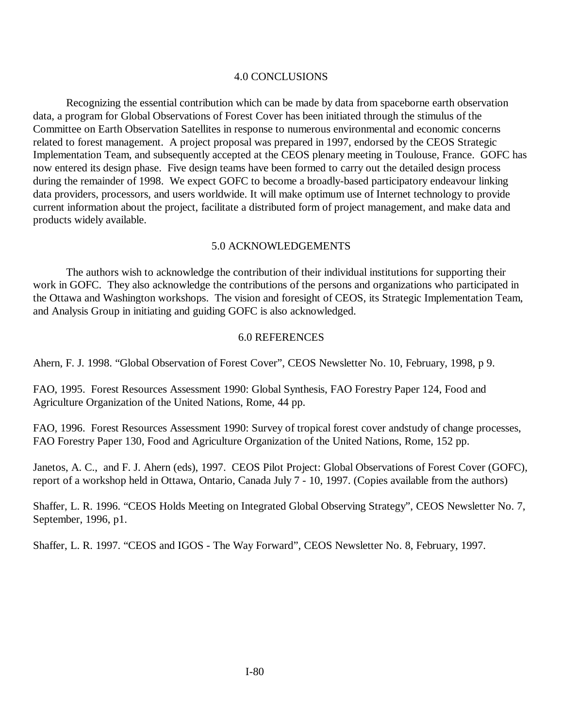## 4.0 CONCLUSIONS

Recognizing the essential contribution which can be made by data from spaceborne earth observation data, a program for Global Observations of Forest Cover has been initiated through the stimulus of the Committee on Earth Observation Satellites in response to numerous environmental and economic concerns related to forest management. A project proposal was prepared in 1997, endorsed by the CEOS Strategic Implementation Team, and subsequently accepted at the CEOS plenary meeting in Toulouse, France. GOFC has now entered its design phase. Five design teams have been formed to carry out the detailed design process during the remainder of 1998. We expect GOFC to become a broadly-based participatory endeavour linking data providers, processors, and users worldwide. It will make optimum use of Internet technology to provide current information about the project, facilitate a distributed form of project management, and make data and products widely available.

## 5.0 ACKNOWLEDGEMENTS

The authors wish to acknowledge the contribution of their individual institutions for supporting their work in GOFC. They also acknowledge the contributions of the persons and organizations who participated in the Ottawa and Washington workshops. The vision and foresight of CEOS, its Strategic Implementation Team, and Analysis Group in initiating and guiding GOFC is also acknowledged.

## 6.0 REFERENCES

Ahern, F. J. 1998. “Global Observation of Forest Cover”, CEOS Newsletter No. 10, February, 1998, p 9.

FAO, 1995. Forest Resources Assessment 1990: Global Synthesis, FAO Forestry Paper 124, Food and Agriculture Organization of the United Nations, Rome, 44 pp.

FAO, 1996. Forest Resources Assessment 1990: Survey of tropical forest cover andstudy of change processes, FAO Forestry Paper 130, Food and Agriculture Organization of the United Nations, Rome, 152 pp.

Janetos, A. C., and F. J. Ahern (eds), 1997. CEOS Pilot Project: Global Observations of Forest Cover (GOFC), report of a workshop held in Ottawa, Ontario, Canada July 7 - 10, 1997. (Copies available from the authors)

Shaffer, L. R. 1996. “CEOS Holds Meeting on Integrated Global Observing Strategy”, CEOS Newsletter No. 7, September, 1996, p1.

Shaffer, L. R. 1997. “CEOS and IGOS - The Way Forward”, CEOS Newsletter No. 8, February, 1997.